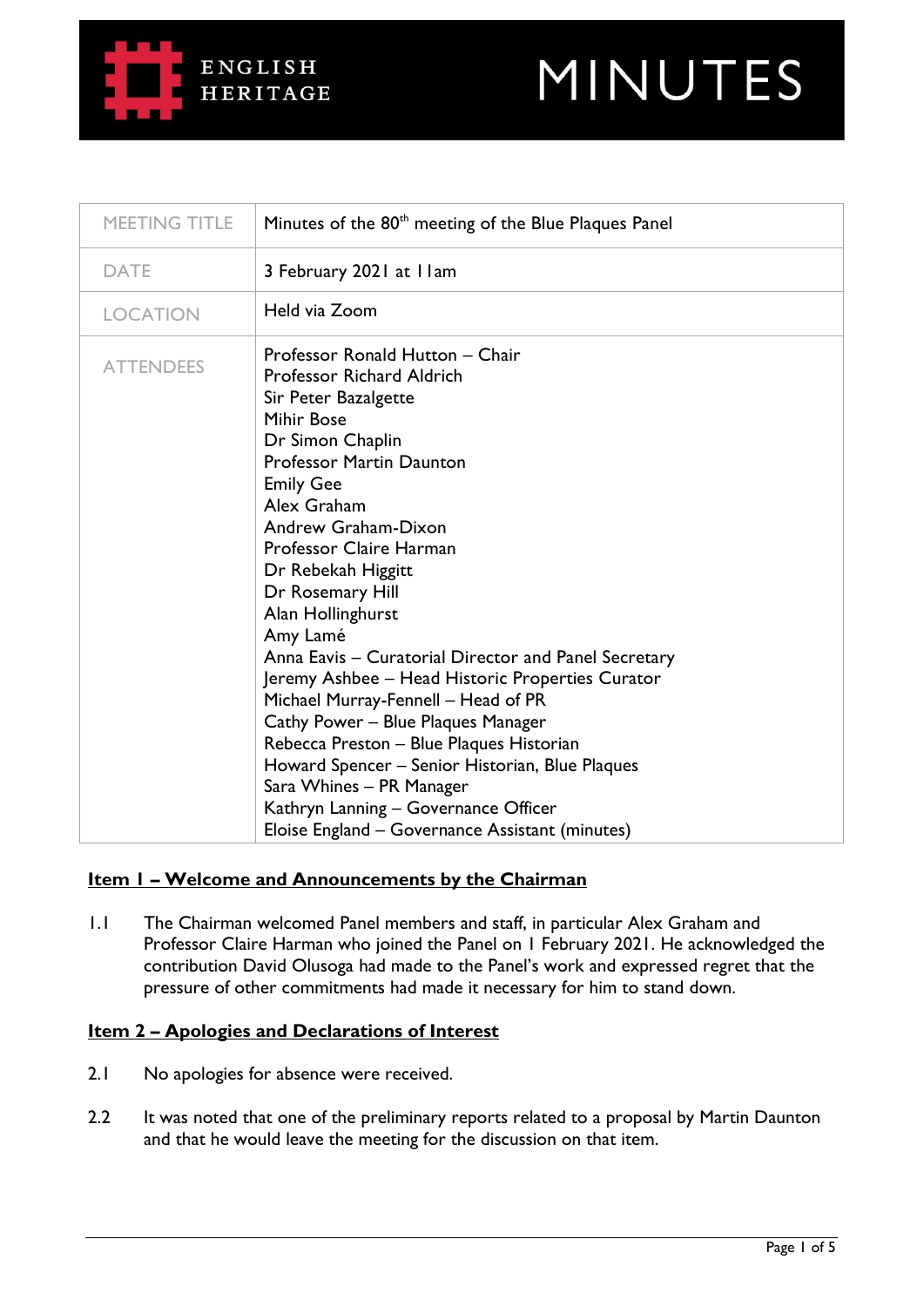ENGLISH HERITAGE

# MINUTES

| MEETING TITLE | Minutes of the 80th meeting of the Blue Plaques Panel |
| --- | --- |
| DATE | 3 February 2021 at 11am |
| LOCATION | Held via Zoom |
| ATTENDEES | Professor Ronald Hutton – Chair<br>Professor Richard Aldrich<br>Sir Peter Bazalgette<br>Mihir Bose<br>Dr Simon Chaplin<br>Professor Martin Daunton<br>Emily Gee<br>Alex Graham<br>Andrew Graham-Dixon<br>Professor Claire Harman<br>Dr Rebekah Higgitt<br>Dr Rosemary Hill<br>Alan Hollinghurst<br>Amy Lamé<br>Anna Eavis – Curatorial Director and Panel Secretary<br>Jeremy Ashbee – Head Historic Properties Curator<br>Michael Murray-Fennell – Head of PR<br>Cathy Power – Blue Plaques Manager<br>Rebecca Preston – Blue Plaques Historian<br>Howard Spencer – Senior Historian, Blue Plaques<br>Sara Whines – PR Manager<br>Kathryn Lanning – Governance Officer<br>Eloise England – Governance Assistant (minutes) |

## Item 1 – Welcome and Announcements by the Chairman

1.1 The Chairman welcomed Panel members and staff, in particular Alex Graham and Professor Claire Harman who joined the Panel on 1 February 2021. He acknowledged the contribution David Olusoga had made to the Panel's work and expressed regret that the pressure of other commitments had made it necessary for him to stand down.

## Item 2 – Apologies and Declarations of Interest

2.1 No apologies for absence were received.

2.2 It was noted that one of the preliminary reports related to a proposal by Martin Daunton and that he would leave the meeting for the discussion on that item.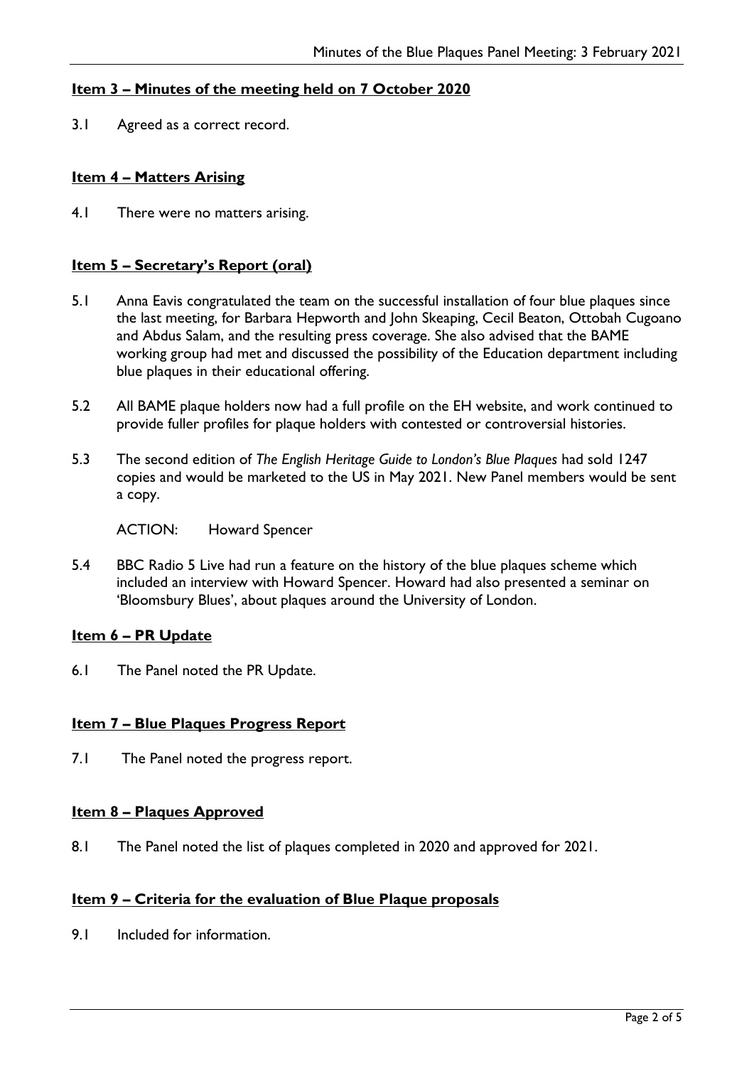## Item 3 – Minutes of the meeting held on 7 October 2020

3.1 Agreed as a correct record.

## Item 4 – Matters Arising

4.1 There were no matters arising.

## Item 5 – Secretary's Report (oral)

5.1 Anna Eavis congratulated the team on the successful installation of four blue plaques since the last meeting, for Barbara Hepworth and John Skeaping, Cecil Beaton, Ottobah Cugoano and Abdus Salam, and the resulting press coverage. She also advised that the BAME working group had met and discussed the possibility of the Education department including blue plaques in their educational offering.

5.2 All BAME plaque holders now had a full profile on the EH website, and work continued to provide fuller profiles for plaque holders with contested or controversial histories.

5.3 The second edition of *The English Heritage Guide to London's Blue Plaques* had sold 1247 copies and would be marketed to the US in May 2021. New Panel members would be sent a copy.

ACTION: Howard Spencer

5.4 BBC Radio 5 Live had run a feature on the history of the blue plaques scheme which included an interview with Howard Spencer. Howard had also presented a seminar on 'Bloomsbury Blues', about plaques around the University of London.

## Item 6 – PR Update

6.1 The Panel noted the PR Update.

## Item 7 – Blue Plaques Progress Report

7.1 The Panel noted the progress report.

## Item 8 – Plaques Approved

8.1 The Panel noted the list of plaques completed in 2020 and approved for 2021.

## Item 9 – Criteria for the evaluation of Blue Plaque proposals

9.1 Included for information.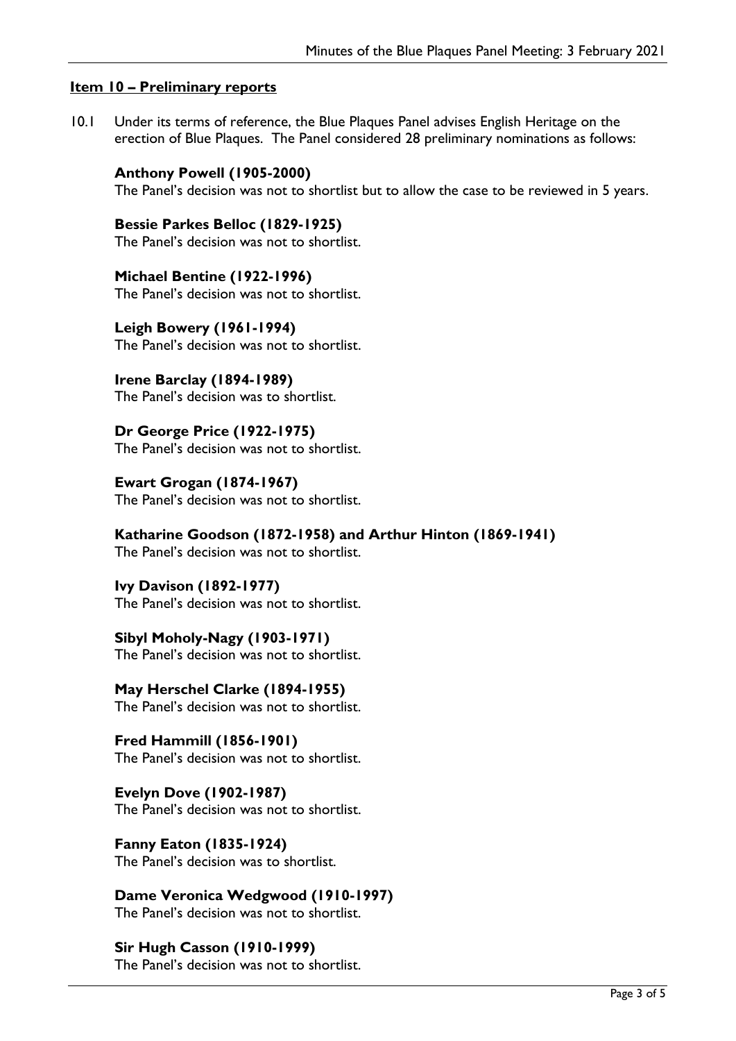## **Item 10 – Preliminary reports**

10.1 Under its terms of reference, the Blue Plaques Panel advises English Heritage on the erection of Blue Plaques. The Panel considered 28 preliminary nominations as follows:

**Anthony Powell (1905-2000)**
The Panel's decision was not to shortlist but to allow the case to be reviewed in 5 years.

**Bessie Parkes Belloc (1829-1925)**
The Panel's decision was not to shortlist.

**Michael Bentine (1922-1996)**
The Panel's decision was not to shortlist.

**Leigh Bowery (1961-1994)**
The Panel's decision was not to shortlist.

**Irene Barclay (1894-1989)**
The Panel's decision was to shortlist.

**Dr George Price (1922-1975)**
The Panel's decision was not to shortlist.

**Ewart Grogan (1874-1967)**
The Panel's decision was not to shortlist.

**Katharine Goodson (1872-1958) and Arthur Hinton (1869-1941)**
The Panel's decision was not to shortlist.

**Ivy Davison (1892-1977)**
The Panel's decision was not to shortlist.

**Sibyl Moholy-Nagy (1903-1971)**
The Panel's decision was not to shortlist.

**May Herschel Clarke (1894-1955)**
The Panel's decision was not to shortlist.

**Fred Hammill (1856-1901)**
The Panel's decision was not to shortlist.

**Evelyn Dove (1902-1987)**
The Panel's decision was not to shortlist.

**Fanny Eaton (1835-1924)**
The Panel's decision was to shortlist.

**Dame Veronica Wedgwood (1910-1997)**
The Panel's decision was not to shortlist.

**Sir Hugh Casson (1910-1999)**
The Panel's decision was not to shortlist.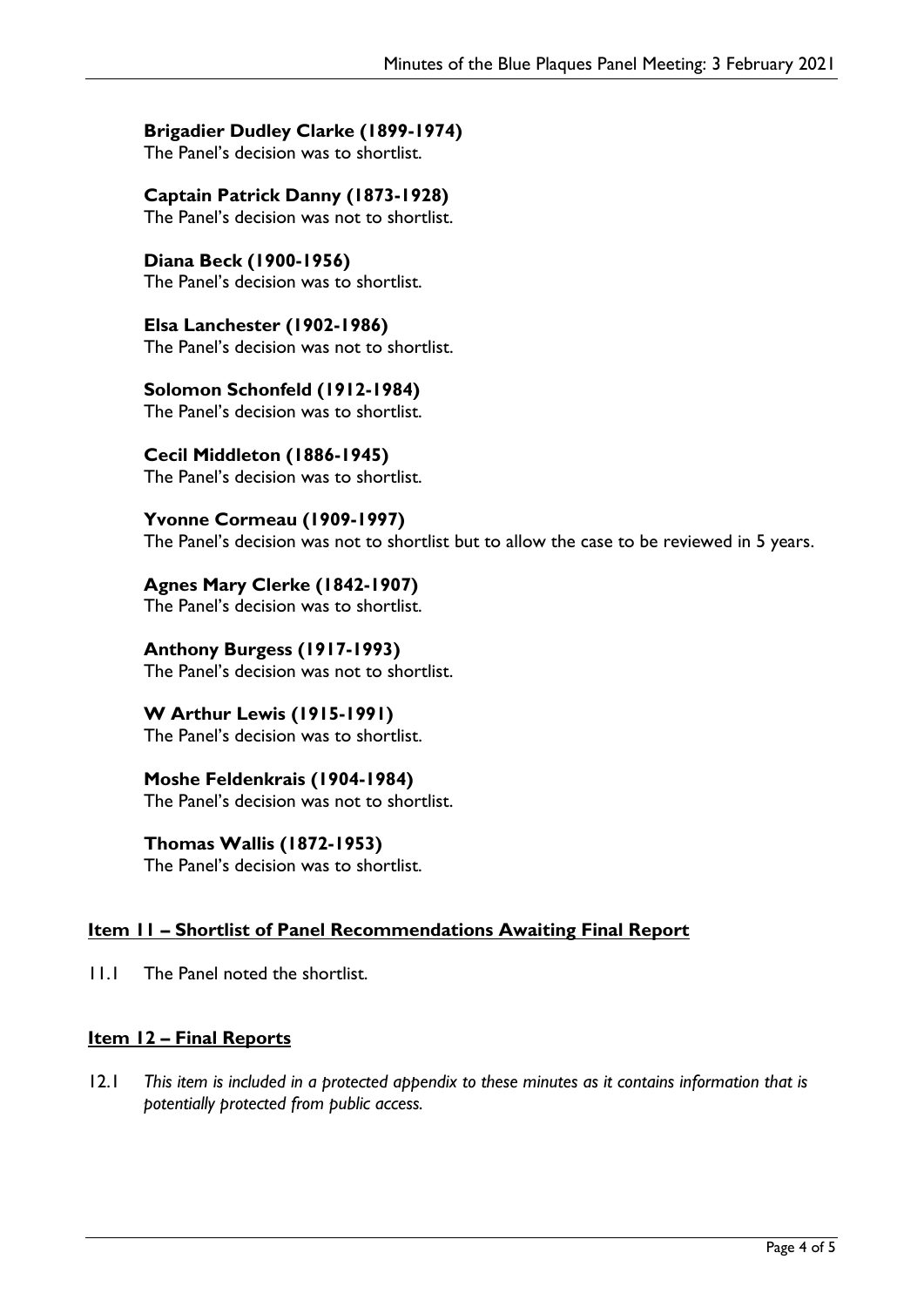**Brigadier Dudley Clarke (1899-1974)**
The Panel's decision was to shortlist.

**Captain Patrick Danny (1873-1928)**
The Panel's decision was not to shortlist.

**Diana Beck (1900-1956)**
The Panel's decision was to shortlist.

**Elsa Lanchester (1902-1986)**
The Panel's decision was not to shortlist.

**Solomon Schonfeld (1912-1984)**
The Panel's decision was to shortlist.

**Cecil Middleton (1886-1945)**
The Panel's decision was to shortlist.

**Yvonne Cormeau (1909-1997)**
The Panel's decision was not to shortlist but to allow the case to be reviewed in 5 years.

**Agnes Mary Clerke (1842-1907)**
The Panel's decision was to shortlist.

**Anthony Burgess (1917-1993)**
The Panel's decision was not to shortlist.

**W Arthur Lewis (1915-1991)**
The Panel's decision was to shortlist.

**Moshe Feldenkrais (1904-1984)**
The Panel's decision was not to shortlist.

**Thomas Wallis (1872-1953)**
The Panel's decision was to shortlist.

## Item 11 – Shortlist of Panel Recommendations Awaiting Final Report

11.1 The Panel noted the shortlist.

## Item 12 – Final Reports

12.1 *This item is included in a protected appendix to these minutes as it contains information that is potentially protected from public access.*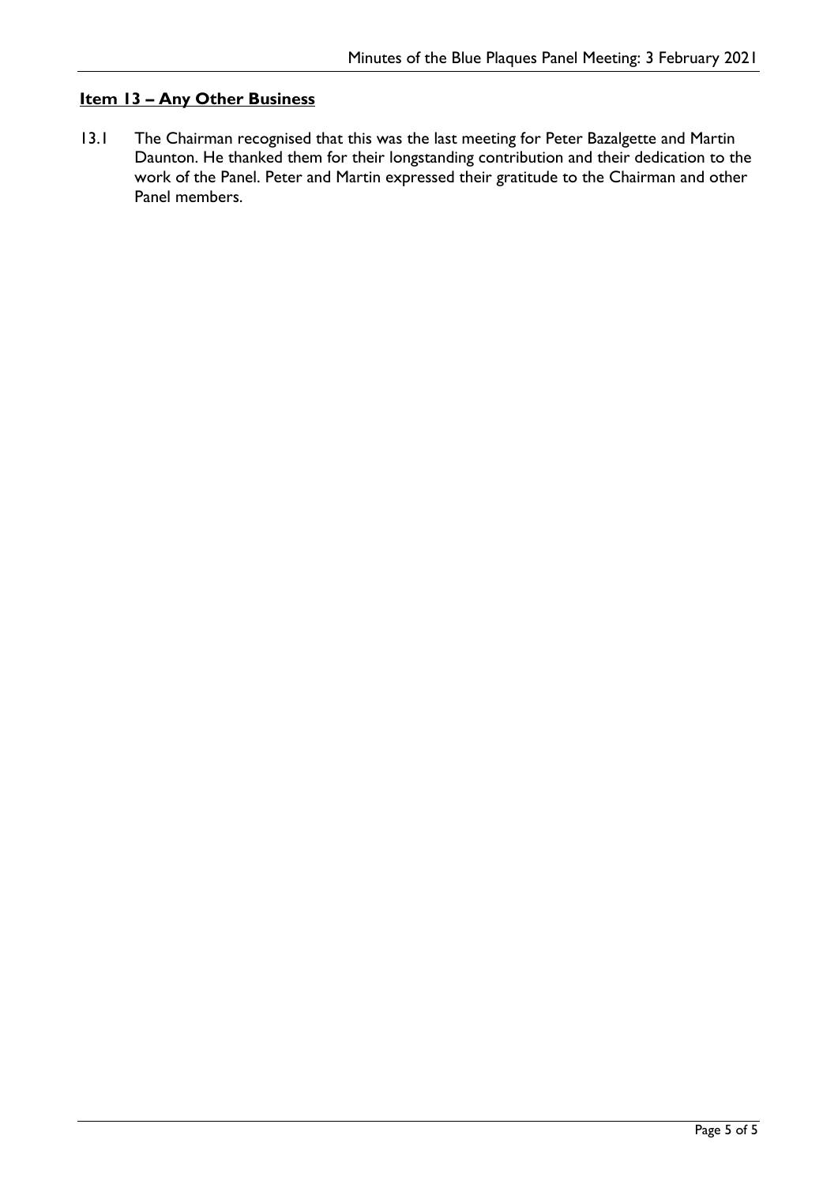**Item 13 – Any Other Business**

13.1 The Chairman recognised that this was the last meeting for Peter Bazalgette and Martin Daunton. He thanked them for their longstanding contribution and their dedication to the work of the Panel. Peter and Martin expressed their gratitude to the Chairman and other Panel members.